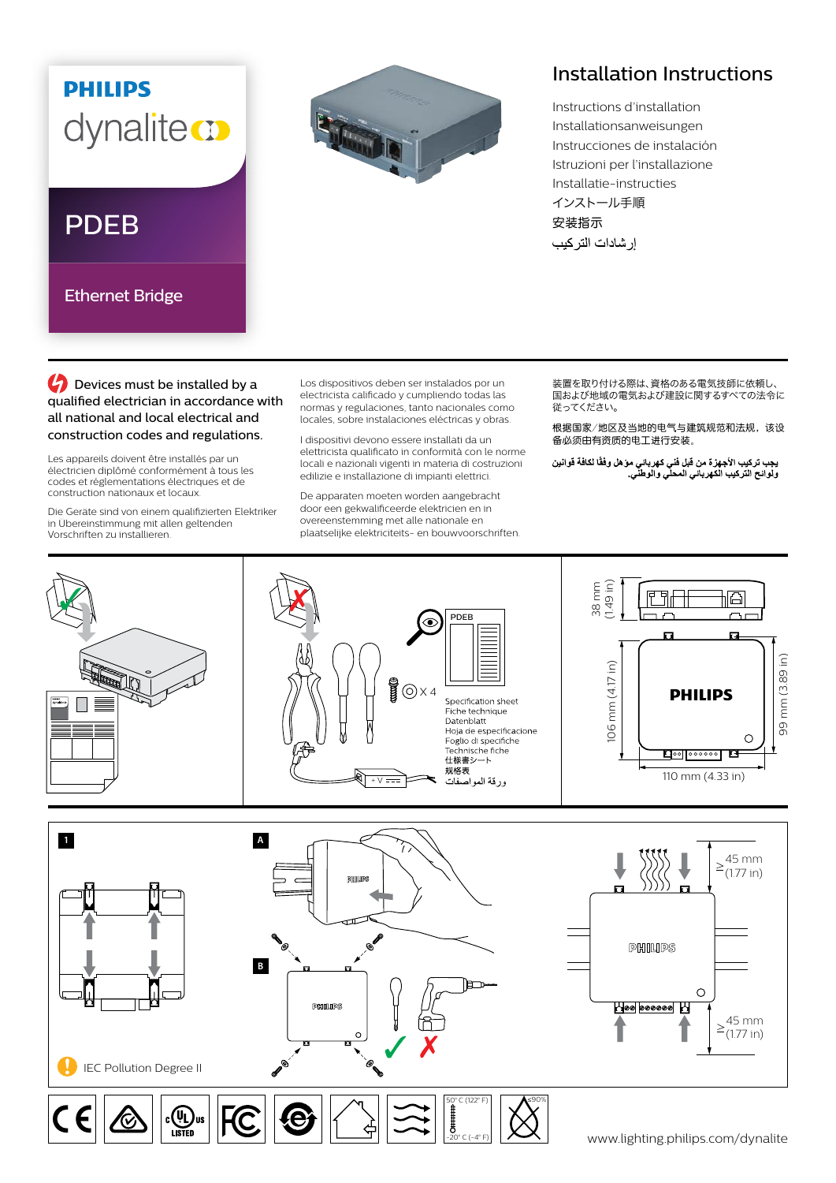PHILIPS

dynalite

# PDEB

Ethernet Bridge

## Installation Instructions

Instructions d'installation
Installationsanweisungen
Instrucciones de instalación
Istruzioni per l'installazione
Installatie-instructies
インストール手順
安装指示
إرشادات التركيب

**Devices must be installed by a qualified electrician in accordance with all national and local electrical and construction codes and regulations.**

Les appareils doivent être installés par un électricien diplômé conformément à tous les codes et réglementations électriques et de construction nationaux et locaux.

Die Geräte sind von einem qualifizierten Elektriker in Übereinstimmung mit allen geltenden Vorschriften zu installieren.

Los dispositivos deben ser instalados por un electricista calificado y cumpliendo todas las normas y regulaciones, tanto nacionales como locales, sobre instalaciones eléctricas y obras.

I dispositivi devono essere installati da un elettricista qualificato in conformità con le norme locali e nazionali vigenti in materia di costruzioni edilizie e installazione di impianti elettrici.

De apparaten moeten worden aangebracht door een gekwalificeerde elektricien en in overeenstemming met alle nationale en plaatselijke elektriciteits- en bouwvoorschriften.

装置を取り付ける際は、資格のある電気技師に依頼し、国および地域の電気および建設に関するすべての法令に従ってください。

根据国家/地区及当地的电气与建筑规范和法规，该设备必须由有资质的电工进行安装。

يجب تركيب الأجهزة من قبل فني كهربائي مؤهل وفقًا لكافة قوانين ولوائح التركيب الكهربائي المحلي والوطني.

PDEB

× 4

+V ═══

Specification sheet
Fiche technique
Datenblatt
Hoja de especificacione
Foglio di specifiche
Technische fiche
仕様書シート
规格表
ورقة المواصفات

38 mm (1.49 in)

106 mm (4.17 in)

99 mm (3.89 in)

110 mm (4.33 in)

PHILIPS

1

A

B

≥ 45 mm (1.77 in)

≥ 45 mm (1.77 in)

IEC Pollution Degree II

50° C (122° F)

-20° C (-4° F)

≤90%

www.lighting.philips.com/dynalite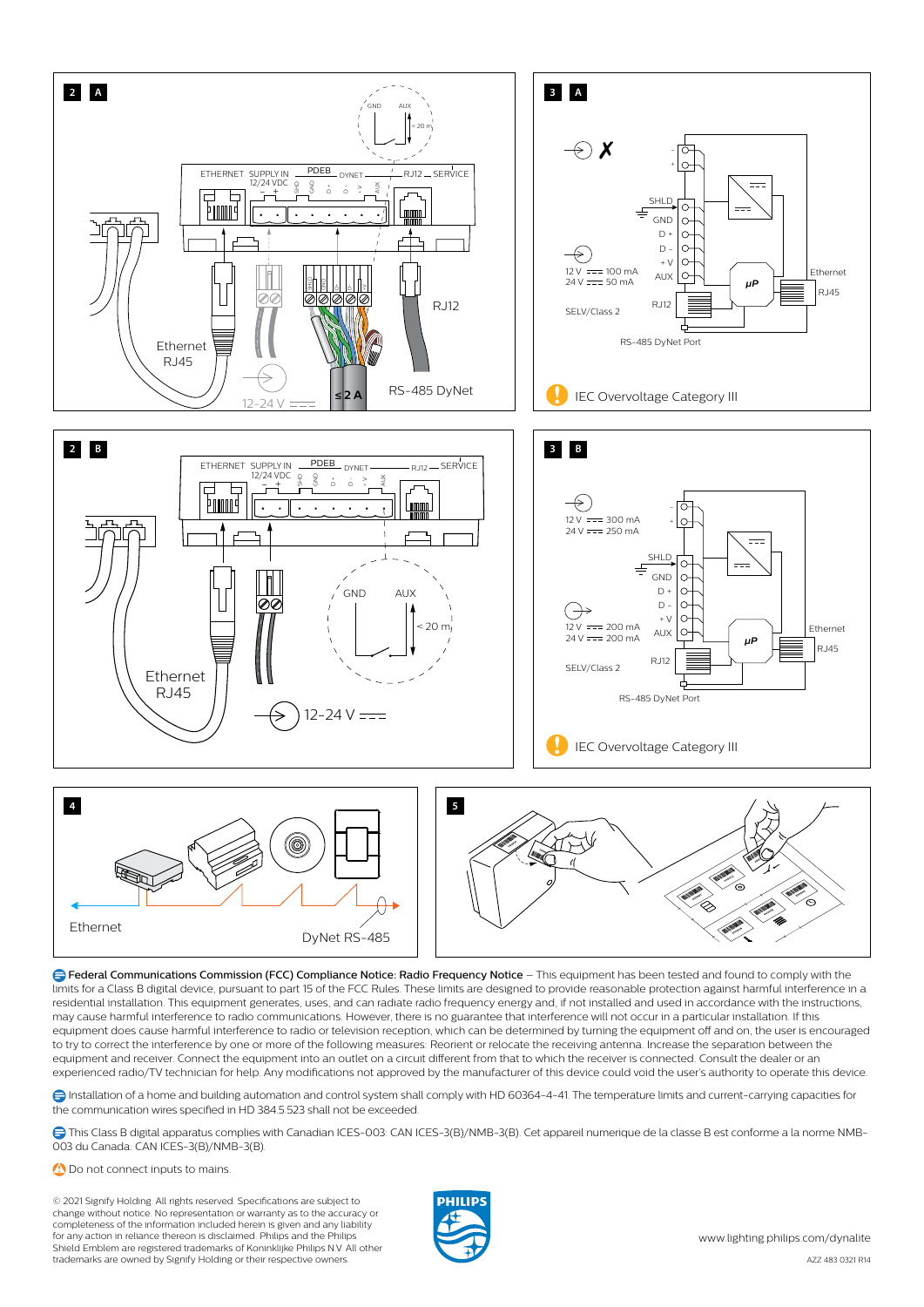**2 A**

GND AUX < 20 m

ETHERNET SUPPLY IN 12/24 VDC – + PDEB DYNET SHD GND D+ D- +V AUX RJ12 SERVICE

Ethernet RJ45

12-24 V

≤2 A

RJ12

RS-485 DyNet

**3 A**

SHLD GND D + D – + V AUX

12 V 100 mA
24 V 50 mA

RJ12

SELV/Class 2

μP

Ethernet RJ45

RS-485 DyNet Port

IEC Overvoltage Category III

**2 B**

ETHERNET SUPPLY IN 12/24 VDC – + PDEB DYNET SHD GND D+ D- +V AUX RJ12 SERVICE

Ethernet RJ45

GND AUX < 20 m

12-24 V

**3 B**

12 V 300 mA
24 V 250 mA

SHLD GND D + D – + V AUX

12 V 200 mA
24 V 200 mA

RJ12

SELV/Class 2

μP

Ethernet RJ45

RS-485 DyNet Port

IEC Overvoltage Category III

**4**

Ethernet

DyNet RS-485

**5**

**Federal Communications Commission (FCC) Compliance Notice: Radio Frequency Notice** – This equipment has been tested and found to comply with the limits for a Class B digital device, pursuant to part 15 of the FCC Rules. These limits are designed to provide reasonable protection against harmful interference in a residential installation. This equipment generates, uses, and can radiate radio frequency energy and, if not installed and used in accordance with the instructions, may cause harmful interference to radio communications. However, there is no guarantee that interference will not occur in a particular installation. If this equipment does cause harmful interference to radio or television reception, which can be determined by turning the equipment off and on, the user is encouraged to try to correct the interference by one or more of the following measures: Reorient or relocate the receiving antenna. Increase the separation between the equipment and receiver. Connect the equipment into an outlet on a circuit different from that to which the receiver is connected. Consult the dealer or an experienced radio/TV technician for help. Any modifications not approved by the manufacturer of this device could void the user's authority to operate this device.

Installation of a home and building automation and control system shall comply with HD 60364-4-41. The temperature limits and current-carrying capacities for the communication wires specified in HD 384.5.523 shall not be exceeded.

This Class B digital apparatus complies with Canadian ICES-003: CAN ICES-3(B)/NMB-3(B). Cet appareil numerique de la classe B est conforme a la norme NMB-003 du Canada: CAN ICES-3(B)/NMB-3(B).

Do not connect inputs to mains.

© 2021 Signify Holding. All rights reserved. Specifications are subject to change without notice. No representation or warranty as to the accuracy or completeness of the information included herein is given and any liability for any action in reliance thereon is disclaimed. Philips and the Philips Shield Emblem are registered trademarks of Koninklijke Philips N.V. All other trademarks are owned by Signify Holding or their respective owners.

PHILIPS

www.lighting.philips.com/dynalite

AZZ 483 0321 R14